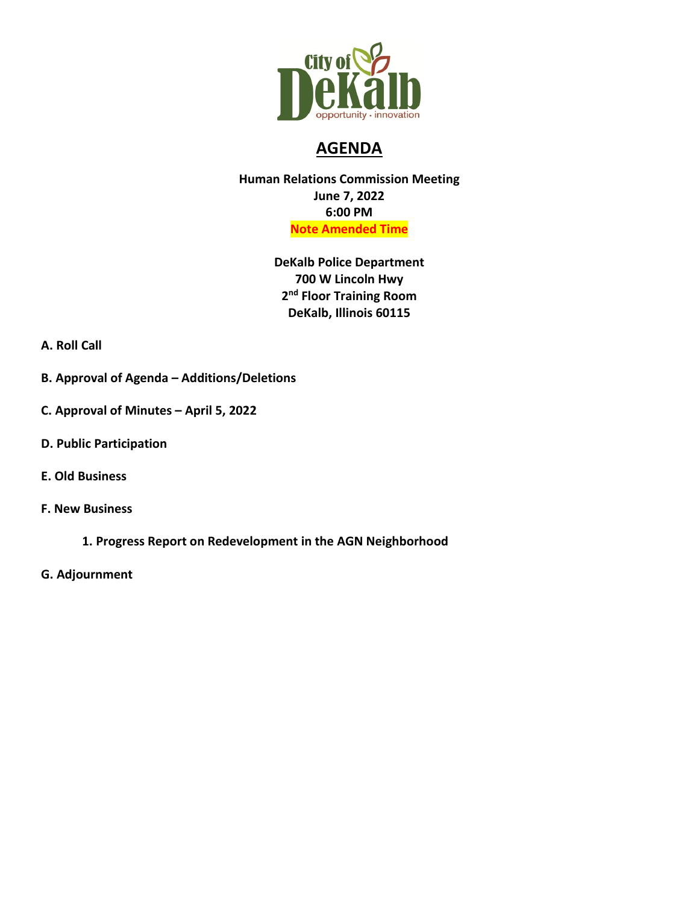# AGENDA

**Human Relations Commission Meeting**
**June 7, 2022**
**6:00 PM**
**Note Amended Time**

**DeKalb Police Department**
**700 W Lincoln Hwy**
**2nd Floor Training Room**
**DeKalb, Illinois 60115**

**A. Roll Call**

**B. Approval of Agenda – Additions/Deletions**

**C. Approval of Minutes – April 5, 2022**

**D. Public Participation**

**E. Old Business**

**F. New Business**

**1. Progress Report on Redevelopment in the AGN Neighborhood**

**G. Adjournment**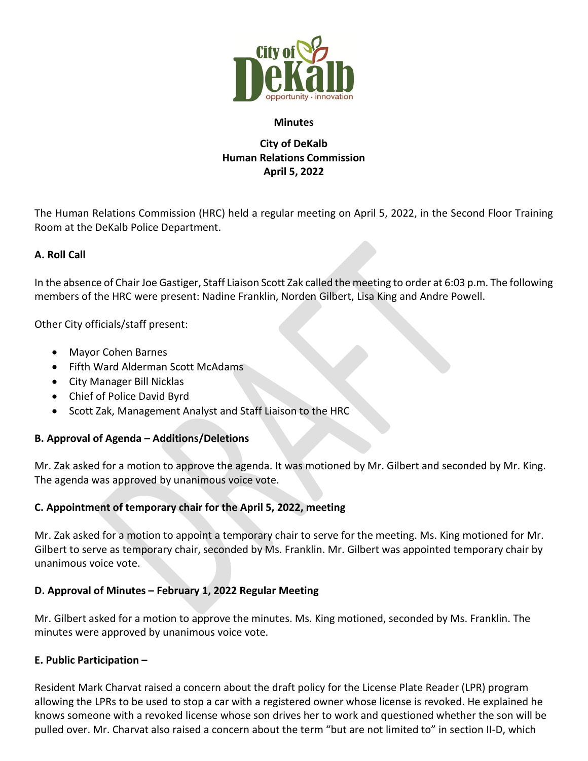**Minutes**

**City of DeKalb**
**Human Relations Commission**
**April 5, 2022**

The Human Relations Commission (HRC) held a regular meeting on April 5, 2022, in the Second Floor Training Room at the DeKalb Police Department.

### A. Roll Call

In the absence of Chair Joe Gastiger, Staff Liaison Scott Zak called the meeting to order at 6:03 p.m. The following members of the HRC were present: Nadine Franklin, Norden Gilbert, Lisa King and Andre Powell.

Other City officials/staff present:

- Mayor Cohen Barnes
- Fifth Ward Alderman Scott McAdams
- City Manager Bill Nicklas
- Chief of Police David Byrd
- Scott Zak, Management Analyst and Staff Liaison to the HRC

### B. Approval of Agenda – Additions/Deletions

Mr. Zak asked for a motion to approve the agenda. It was motioned by Mr. Gilbert and seconded by Mr. King. The agenda was approved by unanimous voice vote.

### C. Appointment of temporary chair for the April 5, 2022, meeting

Mr. Zak asked for a motion to appoint a temporary chair to serve for the meeting. Ms. King motioned for Mr. Gilbert to serve as temporary chair, seconded by Ms. Franklin. Mr. Gilbert was appointed temporary chair by unanimous voice vote.

### D. Approval of Minutes – February 1, 2022 Regular Meeting

Mr. Gilbert asked for a motion to approve the minutes. Ms. King motioned, seconded by Ms. Franklin. The minutes were approved by unanimous voice vote.

### E. Public Participation –

Resident Mark Charvat raised a concern about the draft policy for the License Plate Reader (LPR) program allowing the LPRs to be used to stop a car with a registered owner whose license is revoked. He explained he knows someone with a revoked license whose son drives her to work and questioned whether the son will be pulled over. Mr. Charvat also raised a concern about the term "but are not limited to" in section II-D, which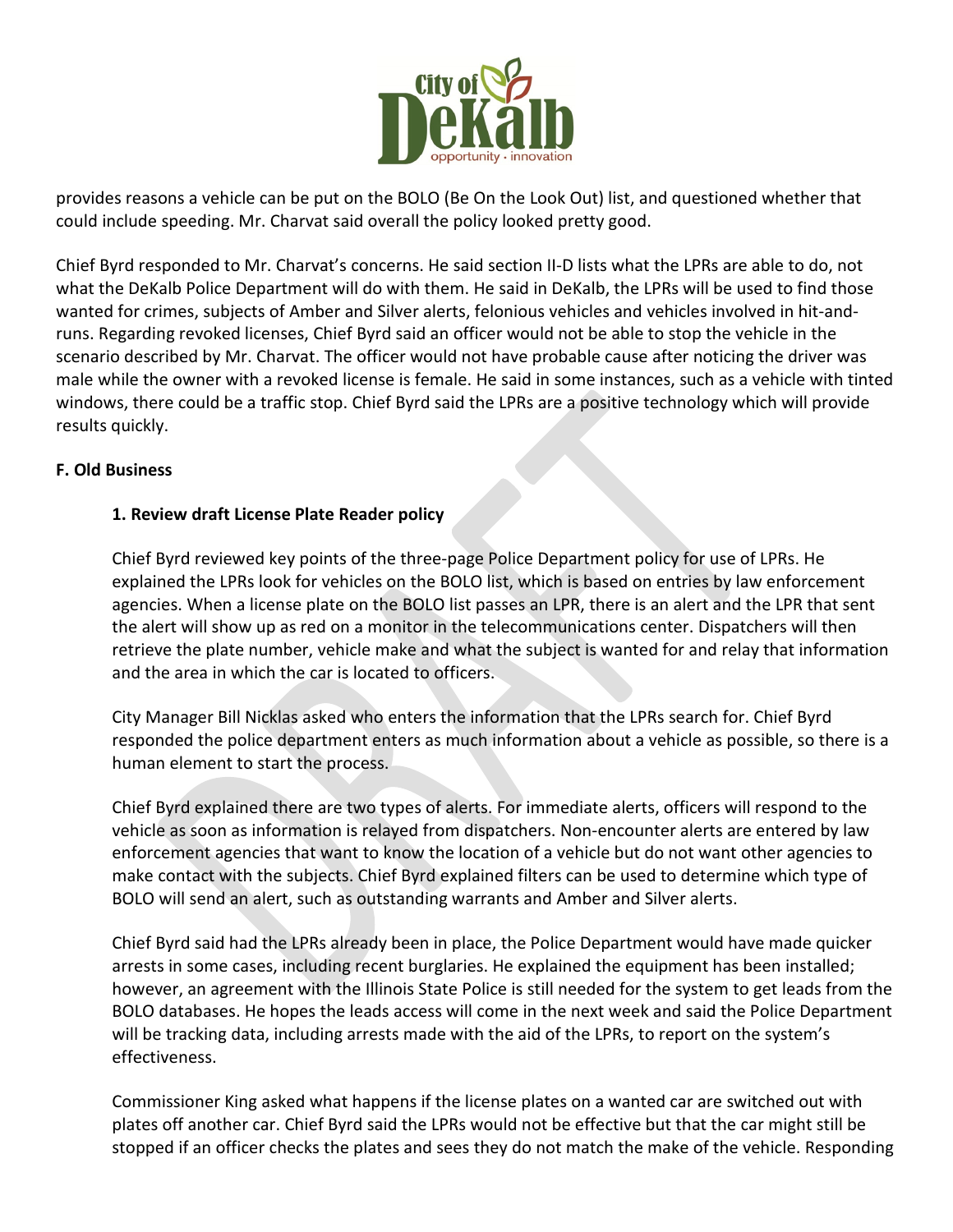provides reasons a vehicle can be put on the BOLO (Be On the Look Out) list, and questioned whether that could include speeding. Mr. Charvat said overall the policy looked pretty good.

Chief Byrd responded to Mr. Charvat's concerns. He said section II-D lists what the LPRs are able to do, not what the DeKalb Police Department will do with them. He said in DeKalb, the LPRs will be used to find those wanted for crimes, subjects of Amber and Silver alerts, felonious vehicles and vehicles involved in hit-and-runs. Regarding revoked licenses, Chief Byrd said an officer would not be able to stop the vehicle in the scenario described by Mr. Charvat. The officer would not have probable cause after noticing the driver was male while the owner with a revoked license is female. He said in some instances, such as a vehicle with tinted windows, there could be a traffic stop. Chief Byrd said the LPRs are a positive technology which will provide results quickly.

**F. Old Business**

**1. Review draft License Plate Reader policy**

Chief Byrd reviewed key points of the three-page Police Department policy for use of LPRs. He explained the LPRs look for vehicles on the BOLO list, which is based on entries by law enforcement agencies. When a license plate on the BOLO list passes an LPR, there is an alert and the LPR that sent the alert will show up as red on a monitor in the telecommunications center. Dispatchers will then retrieve the plate number, vehicle make and what the subject is wanted for and relay that information and the area in which the car is located to officers.

City Manager Bill Nicklas asked who enters the information that the LPRs search for. Chief Byrd responded the police department enters as much information about a vehicle as possible, so there is a human element to start the process.

Chief Byrd explained there are two types of alerts. For immediate alerts, officers will respond to the vehicle as soon as information is relayed from dispatchers. Non-encounter alerts are entered by law enforcement agencies that want to know the location of a vehicle but do not want other agencies to make contact with the subjects. Chief Byrd explained filters can be used to determine which type of BOLO will send an alert, such as outstanding warrants and Amber and Silver alerts.

Chief Byrd said had the LPRs already been in place, the Police Department would have made quicker arrests in some cases, including recent burglaries. He explained the equipment has been installed; however, an agreement with the Illinois State Police is still needed for the system to get leads from the BOLO databases. He hopes the leads access will come in the next week and said the Police Department will be tracking data, including arrests made with the aid of the LPRs, to report on the system's effectiveness.

Commissioner King asked what happens if the license plates on a wanted car are switched out with plates off another car. Chief Byrd said the LPRs would not be effective but that the car might still be stopped if an officer checks the plates and sees they do not match the make of the vehicle. Responding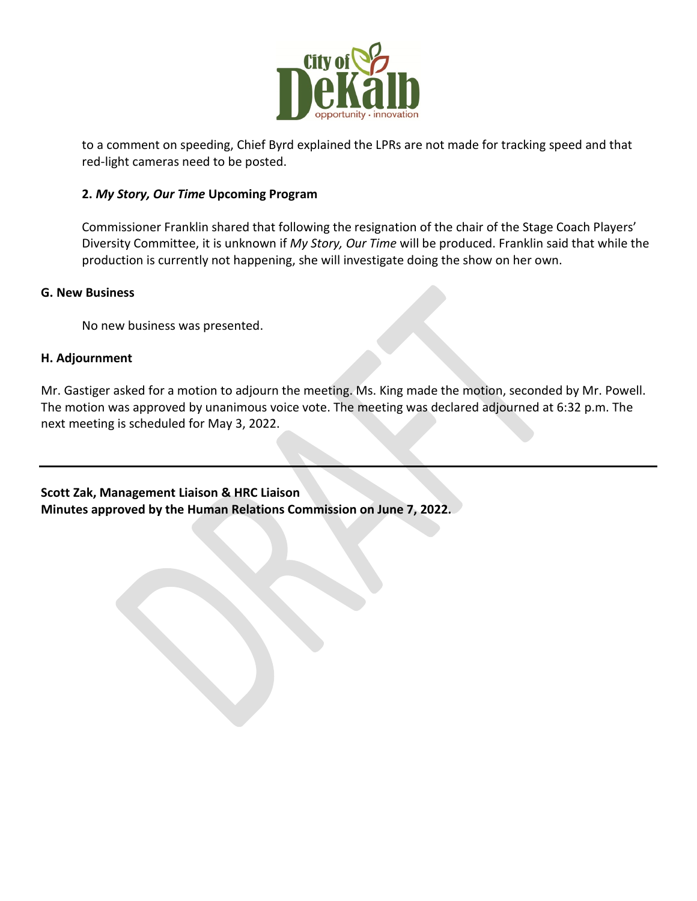to a comment on speeding, Chief Byrd explained the LPRs are not made for tracking speed and that red-light cameras need to be posted.

**2. *My Story, Our Time* Upcoming Program**

Commissioner Franklin shared that following the resignation of the chair of the Stage Coach Players' Diversity Committee, it is unknown if *My Story, Our Time* will be produced. Franklin said that while the production is currently not happening, she will investigate doing the show on her own.

**G. New Business**

No new business was presented.

**H. Adjournment**

Mr. Gastiger asked for a motion to adjourn the meeting. Ms. King made the motion, seconded by Mr. Powell. The motion was approved by unanimous voice vote. The meeting was declared adjourned at 6:32 p.m. The next meeting is scheduled for May 3, 2022.

---

**Scott Zak, Management Liaison & HRC Liaison**
**Minutes approved by the Human Relations Commission on June 7, 2022.**